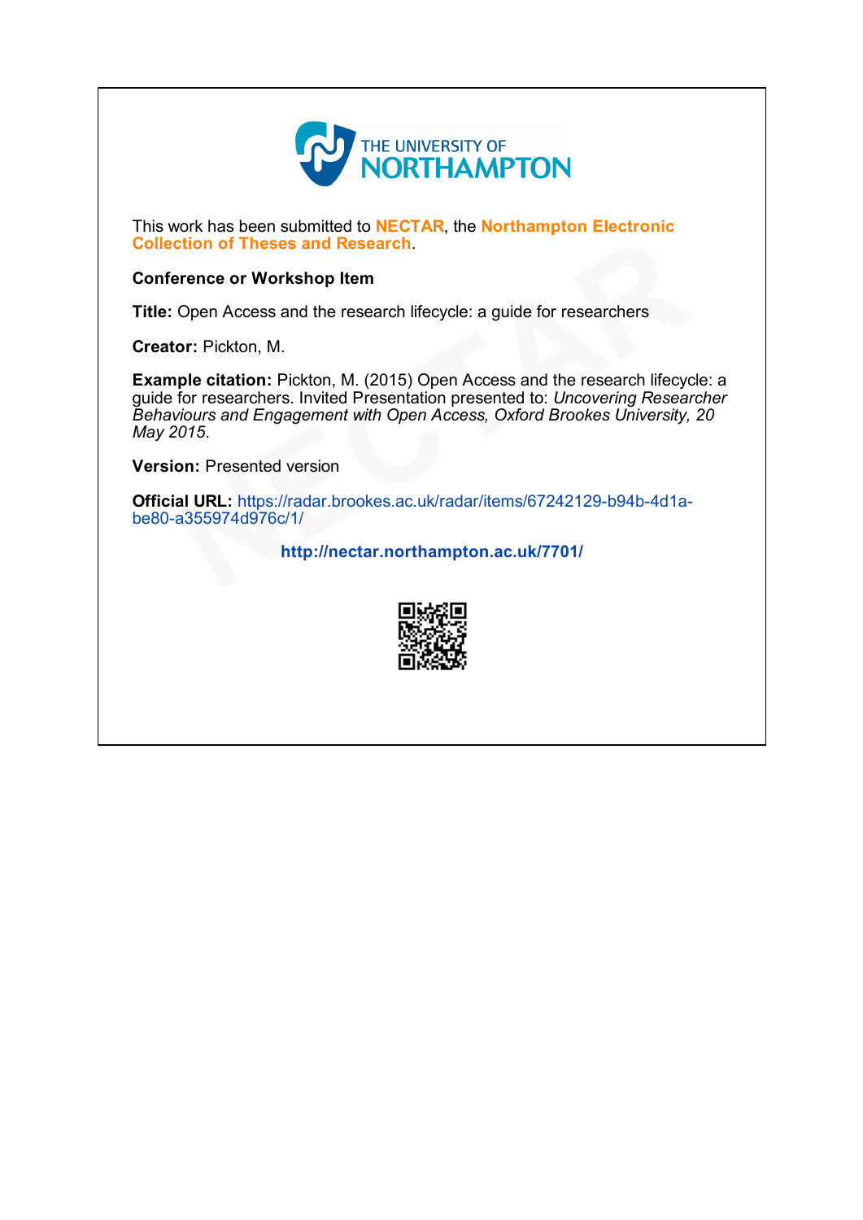THE UNIVERSITY OF NORTHAMPTON

This work has been submitted to **NECTAR**, the **Northampton Electronic Collection of Theses and Research**.

**Conference or Workshop Item**

**Title:** Open Access and the research lifecycle: a guide for researchers

**Creator:** Pickton, M.

**Example citation:** Pickton, M. (2015) Open Access and the research lifecycle: a guide for researchers. Invited Presentation presented to: *Uncovering Researcher Behaviours and Engagement with Open Access, Oxford Brookes University, 20 May 2015*.

**Version:** Presented version

**Official URL:** https://radar.brookes.ac.uk/radar/items/67242129-b94b-4d1a-be80-a355974d976c/1/

**http://nectar.northampton.ac.uk/7701/**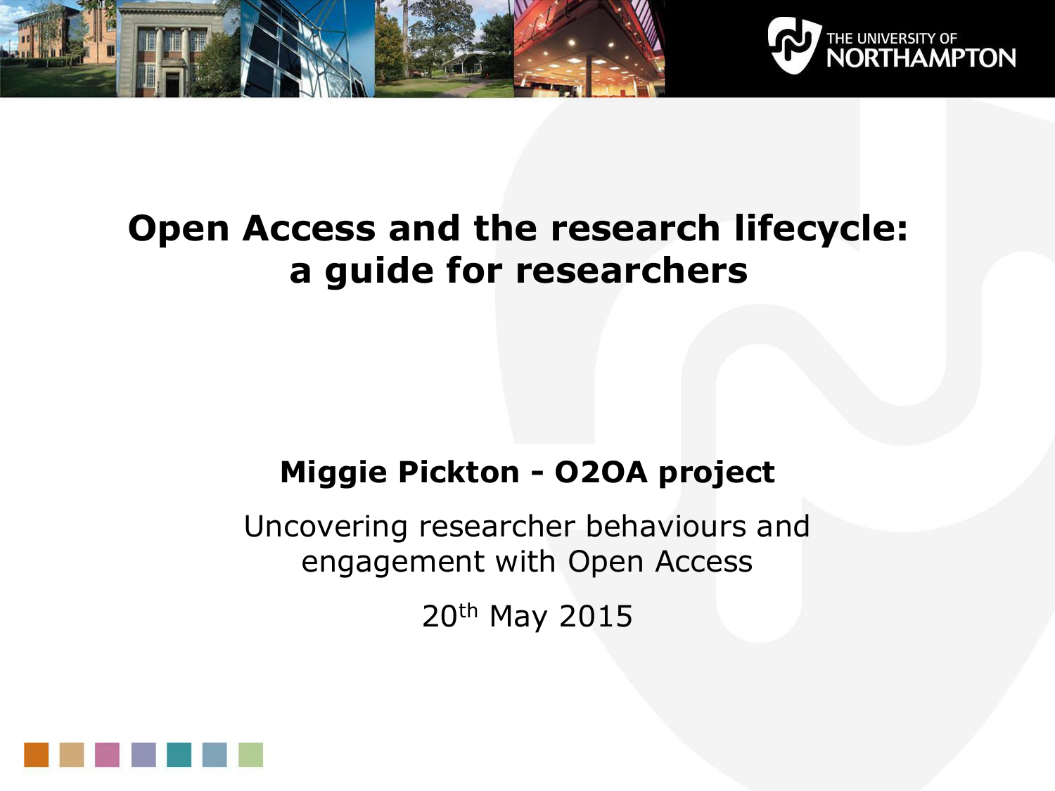# Open Access and the research lifecycle: a guide for researchers

**Miggie Pickton - O2OA project**

Uncovering researcher behaviours and engagement with Open Access

20th May 2015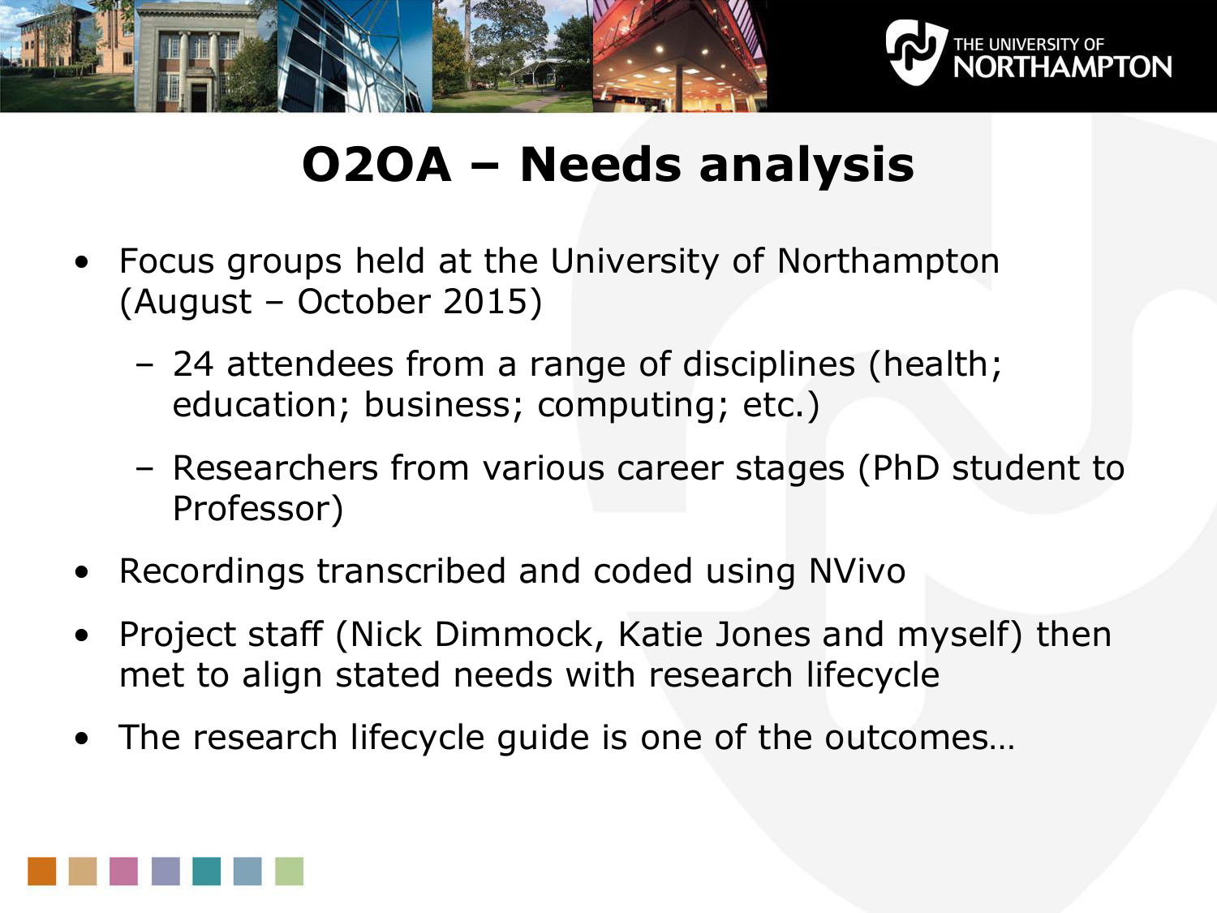# O2OA – Needs analysis

- Focus groups held at the University of Northampton (August – October 2015)
  - 24 attendees from a range of disciplines (health; education; business; computing; etc.)
  - Researchers from various career stages (PhD student to Professor)
- Recordings transcribed and coded using NVivo
- Project staff (Nick Dimmock, Katie Jones and myself) then met to align stated needs with research lifecycle
- The research lifecycle guide is one of the outcomes…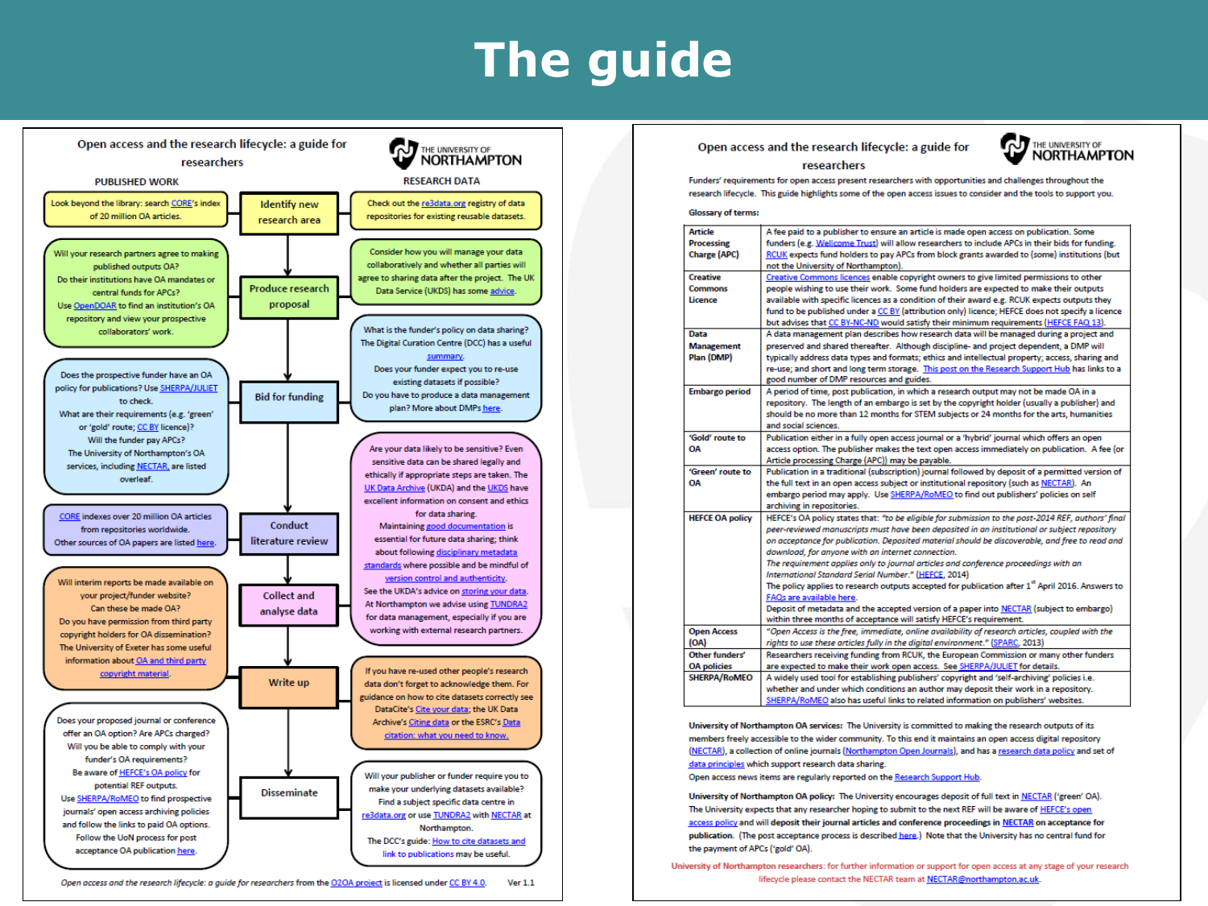# The guide

## Open access and the research lifecycle: a guide for researchers

**THE UNIVERSITY OF NORTHAMPTON**

| PUBLISHED WORK | | RESEARCH DATA |
|---|---|---|
| Look beyond the library: search CORE's index of 20 million OA articles. | **Identify new research area** | Check out the re3data.org registry of data repositories for existing reusable datasets. |
| Will your research partners agree to making published outputs OA? Do their institutions have OA mandates or central funds for APCs? Use OpenDOAR to find an institution's OA repository and view your prospective collaborators' work. | **Produce research proposal** | Consider how you will manage your data collaboratively and whether all parties will agree to sharing data after the project. The UK Data Service (UKDS) has some advice. |
| Does the prospective funder have an OA policy for publications? Use SHERPA/JULIET to check. What are their requirements (e.g. 'green' or 'gold' route; CC BY licence)? Will the funder pay APCs? The University of Northampton's OA services, including NECTAR, are listed overleaf. | **Bid for funding** | What is the funder's policy on data sharing? The Digital Curation Centre (DCC) has a useful summary. Does your funder expect you to re-use existing datasets if possible? Do you have to produce a data management plan? More about DMPs here. |
| CORE indexes over 20 million OA articles from repositories worldwide. Other sources of OA papers are listed here. | **Conduct literature review** | |
| Will interim reports be made available on your project/funder website? Can these be made OA? Do you have permission from third party copyright holders for OA dissemination? The University of Exeter has some useful information about OA and third party copyright material. | **Collect and analyse data** | Are your data likely to be sensitive? Even sensitive data can be shared legally and ethically if appropriate steps are taken. The UK Data Archive (UKDA) and the UKDS have excellent information on consent and ethics for data sharing. Maintaining good documentation is essential for future data sharing; think about following disciplinary metadata standards where possible and be mindful of version control and authenticity. See the UKDA's advice on storing your data. At Northampton we advise using TUNDRA2 for data management, especially if you are working with external research partners. |
| | **Write up** | If you have re-used other people's research data don't forget to acknowledge them. For guidance on how to cite datasets correctly see DataCite's Cite your data; the UK Data Archive's Citing data or the ESRC's Data citation: what you need to know. |
| Does your proposed journal or conference offer an OA option? Are APCs charged? Will you be able to comply with your funder's OA requirements? Be aware of HEFCE's OA policy for potential REF outputs. Use SHERPA/RoMEO to find prospective journals' open access archiving policies and follow the links to paid OA options. Follow the UoN process for post acceptance OA publication here. | **Disseminate** | Will your publisher or funder require you to make your underlying datasets available? Find a subject specific data centre in re3data.org or use TUNDRA2 with NECTAR at Northampton. The DCC's guide: How to cite datasets and link to publications may be useful. |

*Open access and the research lifecycle: a guide for researchers from the O2OA project is licensed under CC BY 4.0.* Ver 1.1

## Open access and the research lifecycle: a guide for researchers

**THE UNIVERSITY OF NORTHAMPTON**

Funders' requirements for open access present researchers with opportunities and challenges throughout the research lifecycle. This guide highlights some of the open access issues to consider and the tools to support you.

**Glossary of terms:**

| Term | Definition |
|---|---|
| **Article Processing Charge (APC)** | A fee paid to a publisher to ensure an article is made open access on publication. Some funders (e.g. Wellcome Trust) will allow researchers to include APCs in their bids for funding. RCUK expects fund holders to pay APCs from block grants awarded to (some) institutions (but not the University of Northampton). |
| **Creative Commons Licence** | Creative Commons licences enable copyright owners to give limited permissions to other people wishing to use their work. Some fund holders are expected to make their outputs available with specific licences as a condition of their award e.g. RCUK expects outputs they fund to be published under a CC BY (attribution only) licence; HEFCE does not specify a licence but advises that CC BY-NC-ND would satisfy their minimum requirements (HEFCE FAQ 13). |
| **Data Management Plan (DMP)** | A data management plan describes how research data will be managed during a project and preserved and shared thereafter. Although discipline- and project dependent, a DMP will typically address data types and formats; ethics and intellectual property; access, sharing and re-use; and short and long term storage. This post on the Research Support Hub has links to a good number of DMP resources and guides. |
| **Embargo period** | A period of time, post publication, in which a research output may not be made OA in a repository. The length of an embargo is set by the copyright holder (usually a publisher) and should be no more than 12 months for STEM subjects or 24 months for the arts, humanities and social sciences. |
| **'Gold' route to OA** | Publication either in a fully open access journal or a 'hybrid' journal which offers an open access option. The publisher makes the text open access immediately on publication. A fee (or Article processing Charge (APC)) may be payable. |
| **'Green' route to OA** | Publication in a traditional (subscription) journal followed by deposit of a permitted version of the full text in an open access subject or institutional repository (such as NECTAR). An embargo period may apply. Use SHERPA/RoMEO to find out publishers' policies on self archiving in repositories. |
| **HEFCE OA policy** | HEFCE's OA policy states that: *"to be eligible for submission to the post-2014 REF, authors' final peer-reviewed manuscripts must have been deposited in an institutional or subject repository on acceptance for publication. Deposited material should be discoverable, and free to read and download, for anyone with an internet connection. The requirement applies only to journal articles and conference proceedings with an International Standard Serial Number."* (HEFCE, 2014) The policy applies to research outputs accepted for publication after 1st April 2016. Answers to FAQs are available here. Deposit of metadata and the accepted version of a paper into NECTAR (subject to embargo) within three months of acceptance will satisfy HEFCE's requirement. |
| **Open Access (OA)** | *"Open Access is the free, immediate, online availability of research articles, coupled with the rights to use these articles fully in the digital environment."* (SPARC, 2013) |
| **Other funders' OA policies** | Researchers receiving funding from RCUK, the European Commission or many other funders are expected to make their work open access. See SHERPA/JULIET for details. |
| **SHERPA/RoMEO** | A widely used tool for establishing publishers' copyright and 'self-archiving' policies i.e. whether and under which conditions an author may deposit their work in a repository. SHERPA/RoMEO also has useful links to related information on publishers' websites. |

**University of Northampton OA services:** The University is committed to making the research outputs of its members freely accessible to the wider community. To this end it maintains an open access digital repository (NECTAR), a collection of online journals (Northampton Open Journals), and has a research data policy and set of data principles which support research data sharing.
Open access news items are regularly reported on the Research Support Hub.

**University of Northampton OA policy:** The University encourages deposit of full text in NECTAR ('green' OA). The University expects that any researcher hoping to submit to the next REF will be aware of HEFCE's open access policy and **will deposit their journal articles and conference proceedings in NECTAR on acceptance for publication.** (The post acceptance process is described here.) Note that the University has no central fund for the payment of APCs ('gold' OA).

University of Northampton researchers: for further information or support for open access at any stage of your research lifecycle please contact the NECTAR team at NECTAR@northampton.ac.uk.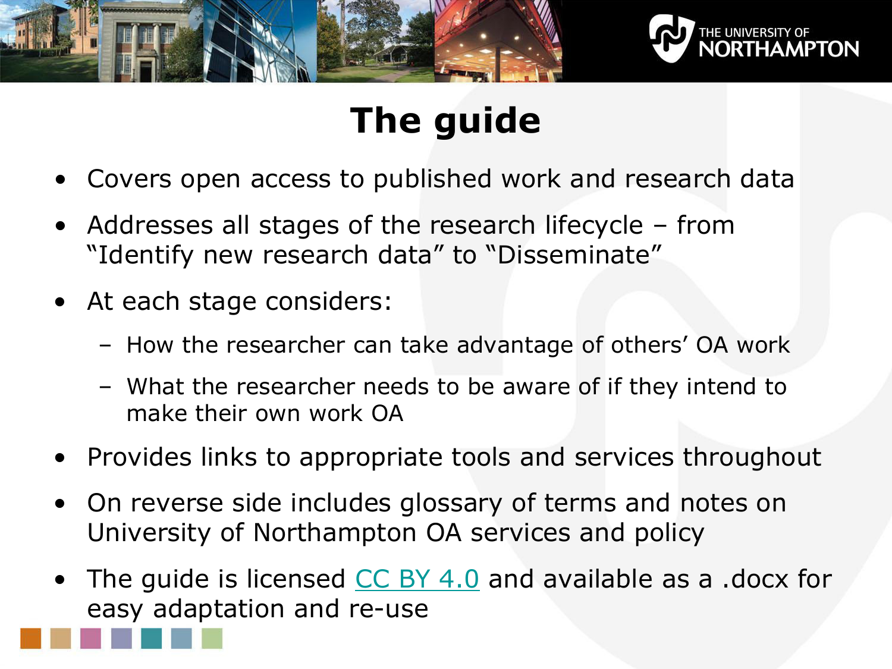# The guide

- Covers open access to published work and research data
- Addresses all stages of the research lifecycle – from "Identify new research data" to "Disseminate"
- At each stage considers:
  - How the researcher can take advantage of others' OA work
  - What the researcher needs to be aware of if they intend to make their own work OA
- Provides links to appropriate tools and services throughout
- On reverse side includes glossary of terms and notes on University of Northampton OA services and policy
- The guide is licensed CC BY 4.0 and available as a .docx for easy adaptation and re-use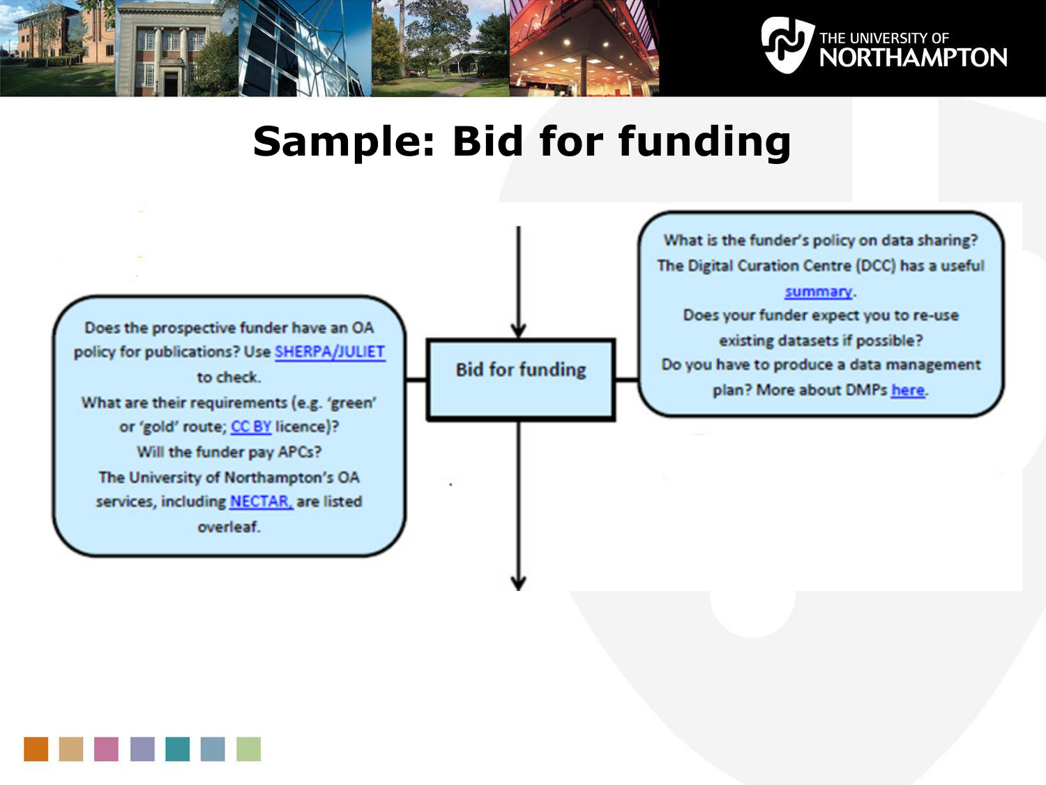# Sample: Bid for funding

Does the prospective funder have an OA policy for publications? Use SHERPA/JULIET to check.
What are their requirements (e.g. 'green' or 'gold' route; CC BY licence)?
Will the funder pay APCs?
The University of Northampton's OA services, including NECTAR, are listed overleaf.

**Bid for funding**

What is the funder's policy on data sharing?
The Digital Curation Centre (DCC) has a useful summary.
Does your funder expect you to re-use existing datasets if possible?
Do you have to produce a data management plan? More about DMPs here.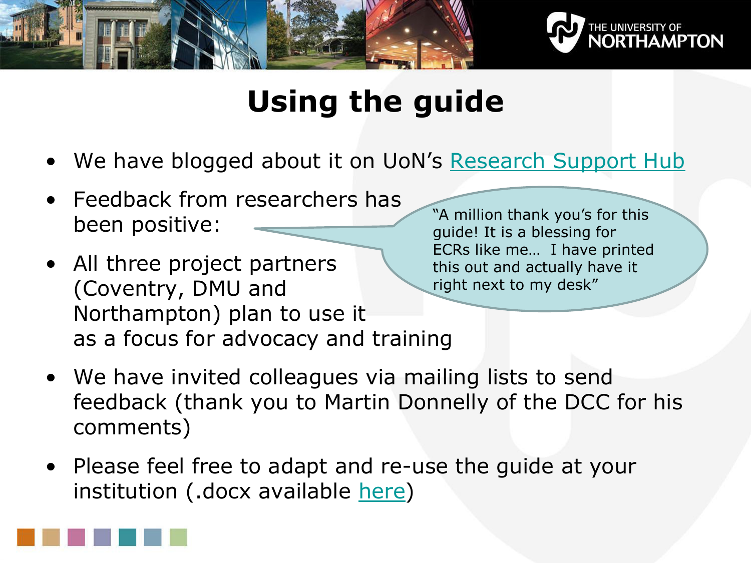# Using the guide

- We have blogged about it on UoN's Research Support Hub
- Feedback from researchers has been positive:

> "A million thank you's for this guide! It is a blessing for ECRs like me… I have printed this out and actually have it right next to my desk"

- All three project partners (Coventry, DMU and Northampton) plan to use it as a focus for advocacy and training
- We have invited colleagues via mailing lists to send feedback (thank you to Martin Donnelly of the DCC for his comments)
- Please feel free to adapt and re-use the guide at your institution (.docx available here)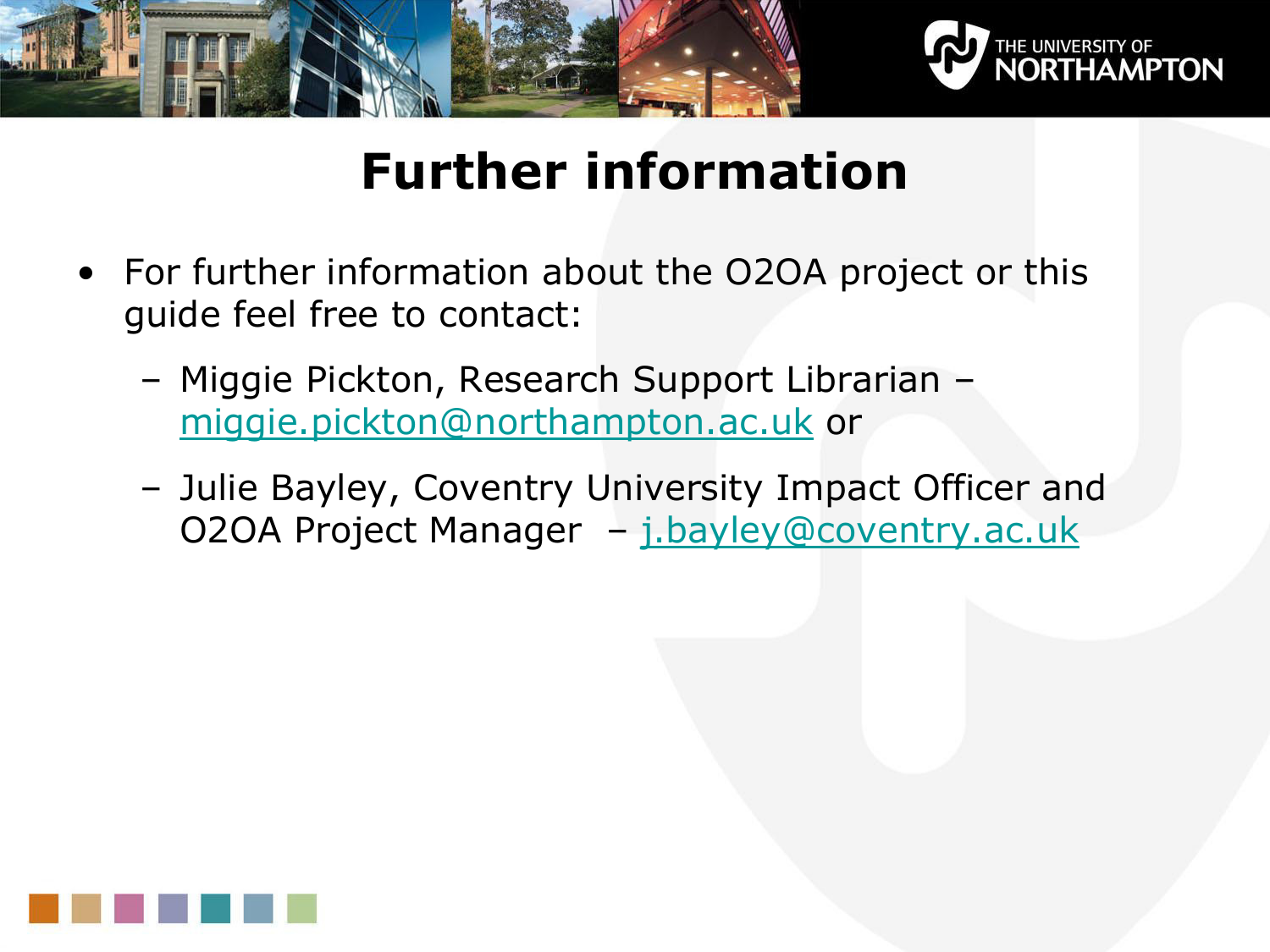# Further information

- For further information about the O2OA project or this guide feel free to contact:
  - Miggie Pickton, Research Support Librarian – miggie.pickton@northampton.ac.uk or
  - Julie Bayley, Coventry University Impact Officer and O2OA Project Manager – j.bayley@coventry.ac.uk